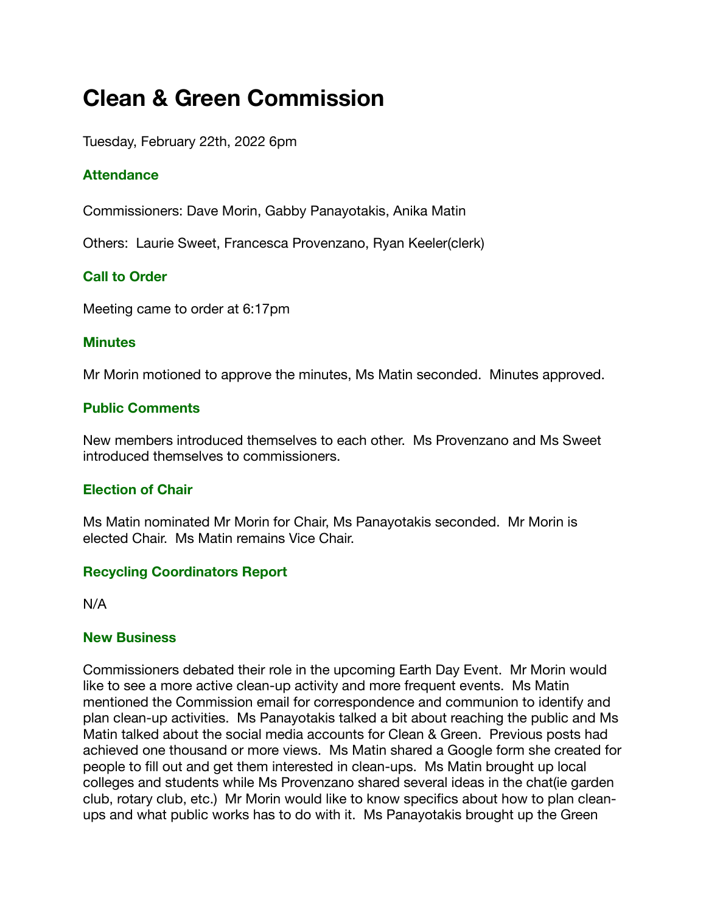# Clean & Green Commission

Tuesday, February 22th, 2022 6pm

## Attendance

Commissioners: Dave Morin, Gabby Panayotakis, Anika Matin

Others: Laurie Sweet, Francesca Provenzano, Ryan Keeler(clerk)

## Call to Order

Meeting came to order at 6:17pm

## Minutes

Mr Morin motioned to approve the minutes, Ms Matin seconded. Minutes approved.

## Public Comments

New members introduced themselves to each other. Ms Provenzano and Ms Sweet introduced themselves to commissioners.

## Election of Chair

Ms Matin nominated Mr Morin for Chair, Ms Panayotakis seconded. Mr Morin is elected Chair. Ms Matin remains Vice Chair.

## Recycling Coordinators Report

N/A

## New Business

Commissioners debated their role in the upcoming Earth Day Event. Mr Morin would like to see a more active clean-up activity and more frequent events. Ms Matin mentioned the Commission email for correspondence and communion to identify and plan clean-up activities. Ms Panayotakis talked a bit about reaching the public and Ms Matin talked about the social media accounts for Clean & Green. Previous posts had achieved one thousand or more views. Ms Matin shared a Google form she created for people to fill out and get them interested in clean-ups. Ms Matin brought up local colleges and students while Ms Provenzano shared several ideas in the chat(ie garden club, rotary club, etc.) Mr Morin would like to know specifics about how to plan clean-ups and what public works has to do with it. Ms Panayotakis brought up the Green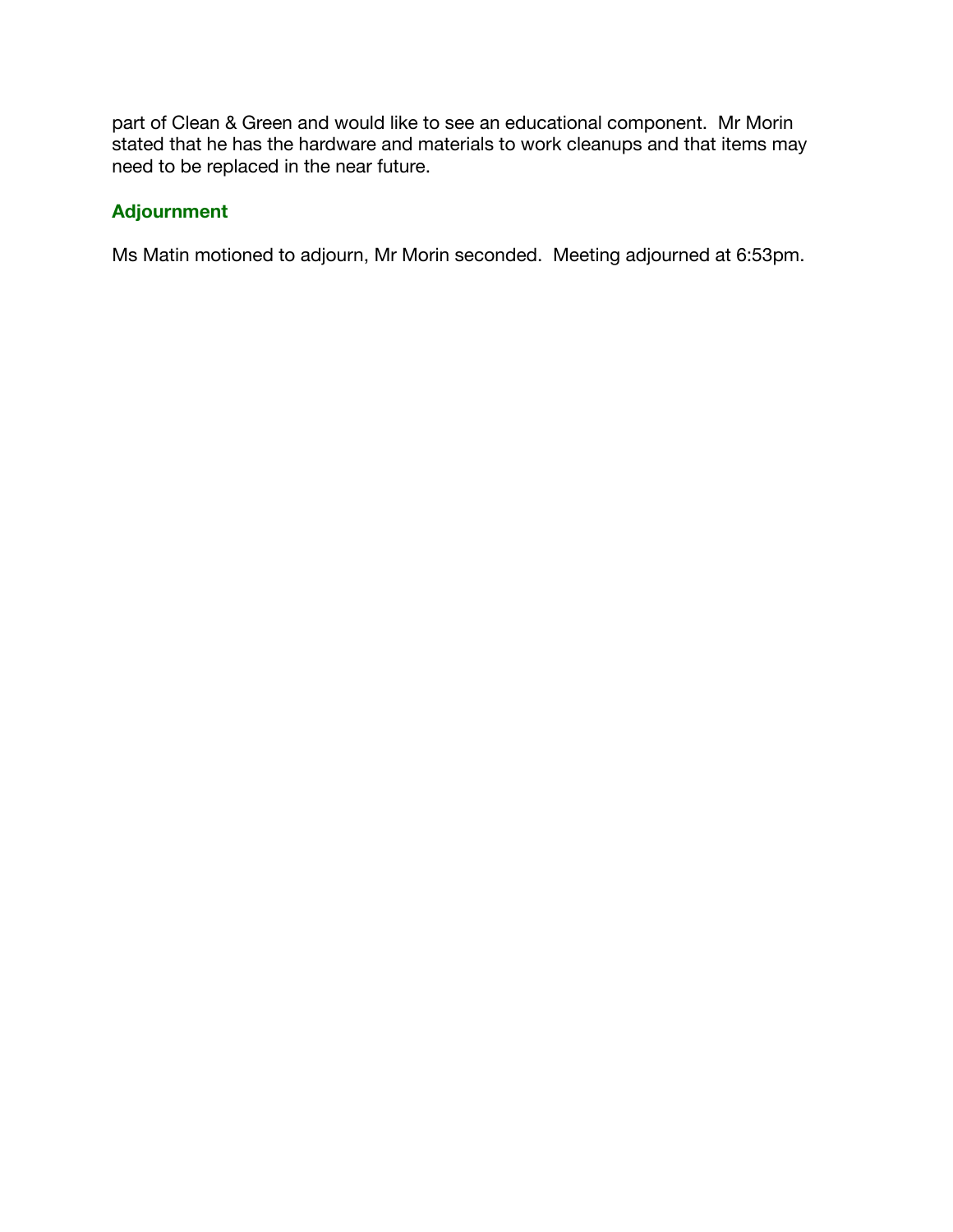part of Clean & Green and would like to see an educational component. Mr Morin stated that he has the hardware and materials to work cleanups and that items may need to be replaced in the near future.

## Adjournment

Ms Matin motioned to adjourn, Mr Morin seconded. Meeting adjourned at 6:53pm.